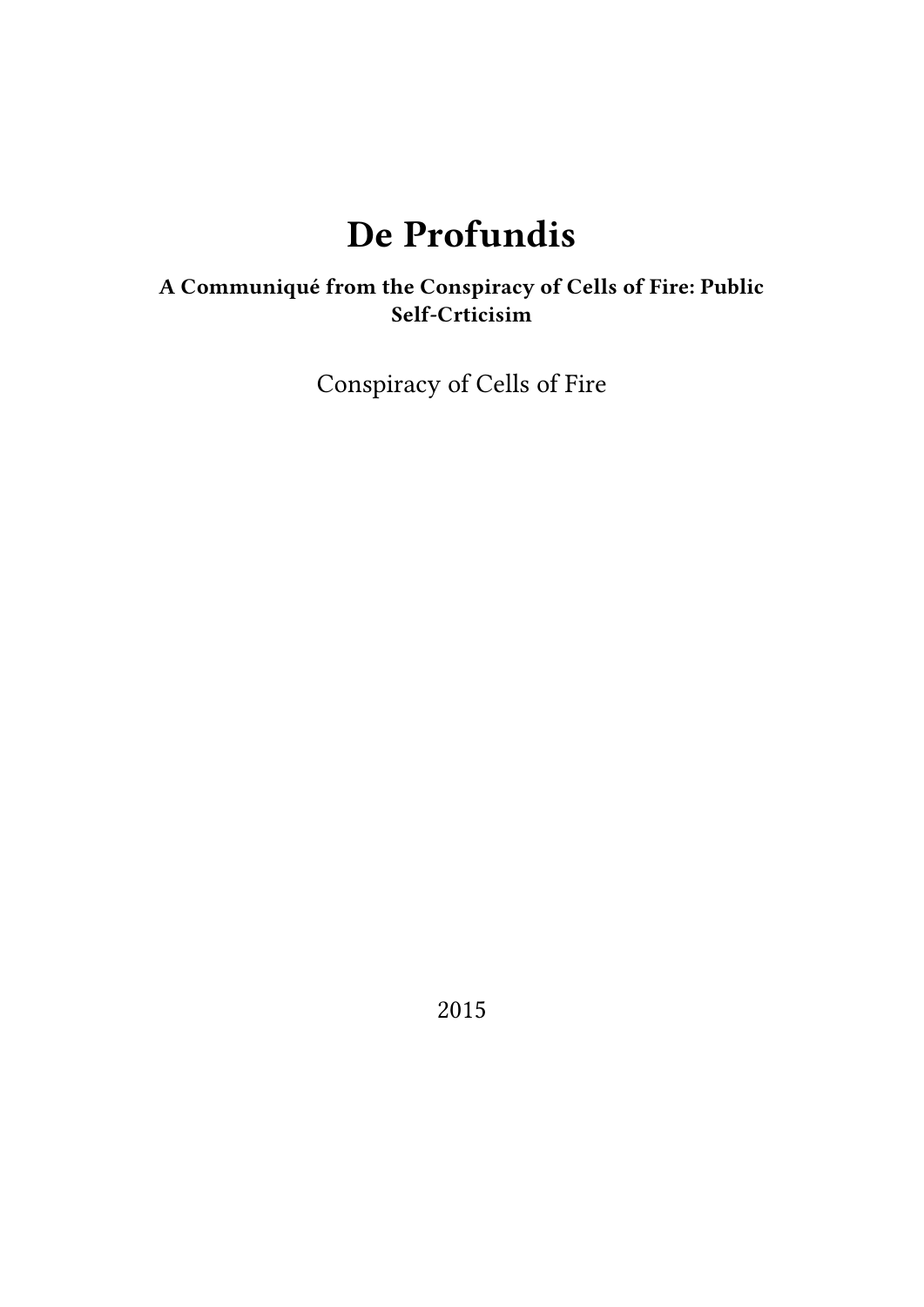# De Profundis

**A Communiqué from the Conspiracy of Cells of Fire: Public Self-Crticisim**

Conspiracy of Cells of Fire

2015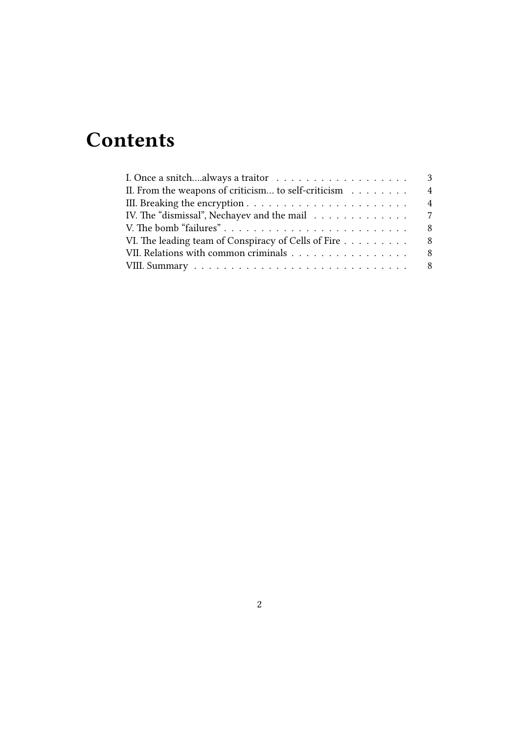# Contents

- I. Once a snitch....always a traitor . . . . . . . . . . . . . . . . . . . 3
- II. From the weapons of criticism... to self-criticism . . . . . . . . 4
- III. Breaking the encryption . . . . . . . . . . . . . . . . . . . . . . . 4
- IV. The "dismissal", Nechayev and the mail . . . . . . . . . . . . . 7
- V. The bomb "failures" . . . . . . . . . . . . . . . . . . . . . . . . . 8
- VI. The leading team of Conspiracy of Cells of Fire . . . . . . . . . 8
- VII. Relations with common criminals . . . . . . . . . . . . . . . . 8
- VIII. Summary . . . . . . . . . . . . . . . . . . . . . . . . . . . . . 8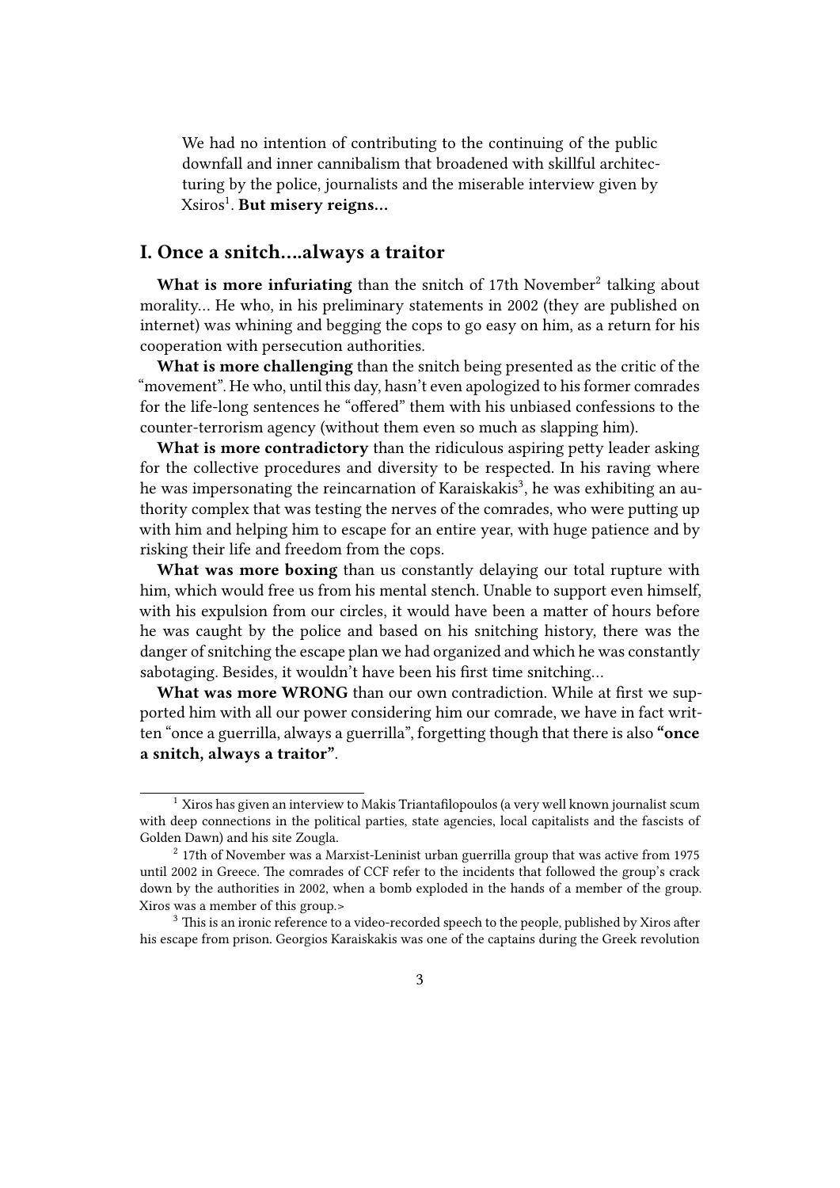We had no intention of contributing to the continuing of the public downfall and inner cannibalism that broadened with skillful architecturing by the police, journalists and the miserable interview given by Xsiros[1]. **But misery reigns…**

## I. Once a snitch….always a traitor

**What is more infuriating** than the snitch of 17th November[2] talking about morality… He who, in his preliminary statements in 2002 (they are published on internet) was whining and begging the cops to go easy on him, as a return for his cooperation with persecution authorities.

**What is more challenging** than the snitch being presented as the critic of the "movement". He who, until this day, hasn't even apologized to his former comrades for the life-long sentences he "offered" them with his unbiased confessions to the counter-terrorism agency (without them even so much as slapping him).

**What is more contradictory** than the ridiculous aspiring petty leader asking for the collective procedures and diversity to be respected. In his raving where he was impersonating the reincarnation of Karaiskakis[3], he was exhibiting an authority complex that was testing the nerves of the comrades, who were putting up with him and helping him to escape for an entire year, with huge patience and by risking their life and freedom from the cops.

**What was more boxing** than us constantly delaying our total rupture with him, which would free us from his mental stench. Unable to support even himself, with his expulsion from our circles, it would have been a matter of hours before he was caught by the police and based on his snitching history, there was the danger of snitching the escape plan we had organized and which he was constantly sabotaging. Besides, it wouldn't have been his first time snitching…

**What was more WRONG** than our own contradiction. While at first we supported him with all our power considering him our comrade, we have in fact written "once a guerrilla, always a guerrilla", forgetting though that there is also **"once a snitch, always a traitor"**.

---

[1] Xiros has given an interview to Makis Triantafilopoulos (a very well known journalist scum with deep connections in the political parties, state agencies, local capitalists and the fascists of Golden Dawn) and his site Zougla.

[2] 17th of November was a Marxist-Leninist urban guerrilla group that was active from 1975 until 2002 in Greece. The comrades of CCF refer to the incidents that followed the group's crack down by the authorities in 2002, when a bomb exploded in the hands of a member of the group. Xiros was a member of this group.>

[3] This is an ironic reference to a video-recorded speech to the people, published by Xiros after his escape from prison. Georgios Karaiskakis was one of the captains during the Greek revolution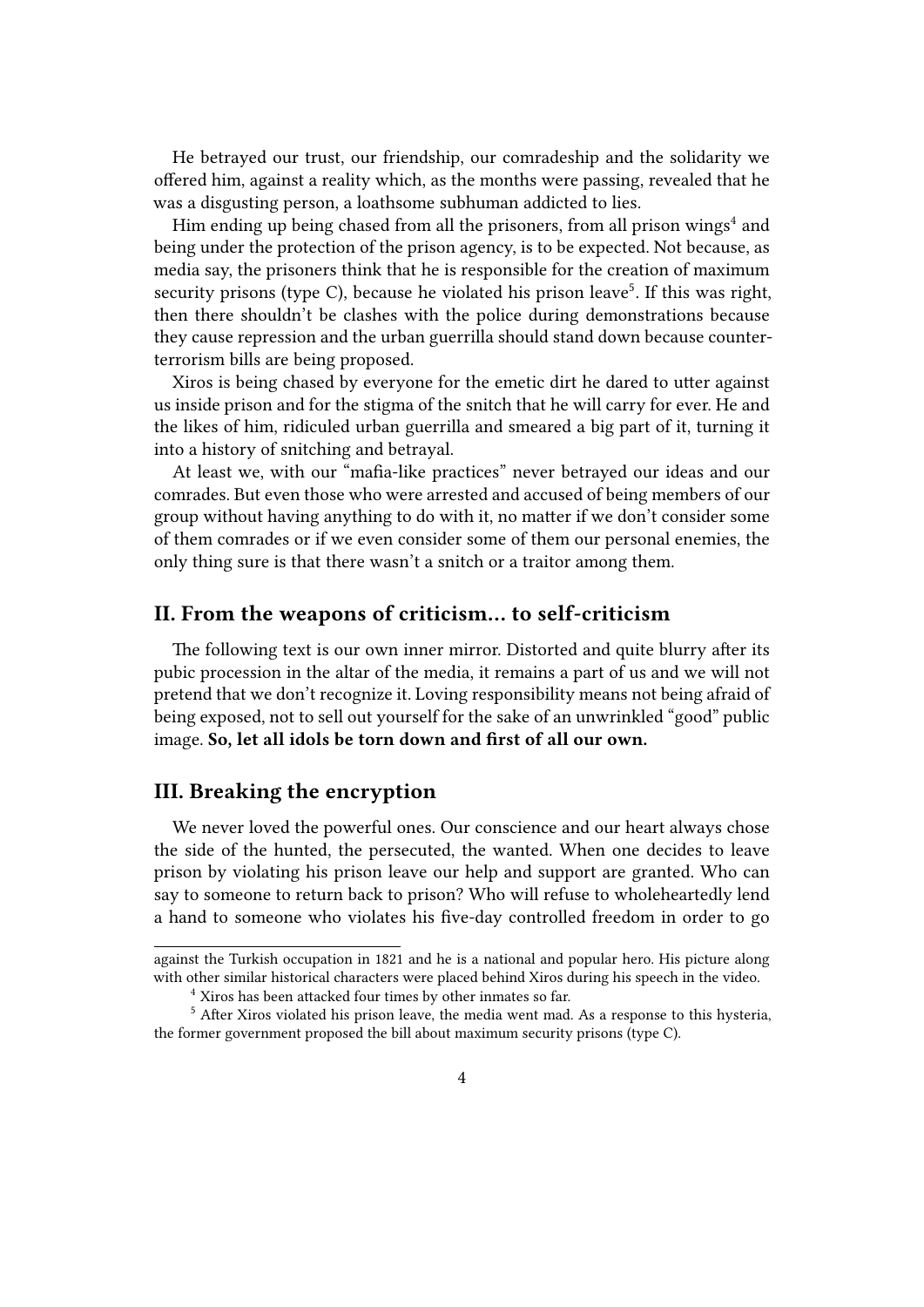He betrayed our trust, our friendship, our comradeship and the solidarity we offered him, against a reality which, as the months were passing, revealed that he was a disgusting person, a loathsome subhuman addicted to lies.

Him ending up being chased from all the prisoners, from all prison wings[4] and being under the protection of the prison agency, is to be expected. Not because, as media say, the prisoners think that he is responsible for the creation of maximum security prisons (type C), because he violated his prison leave[5]. If this was right, then there shouldn't be clashes with the police during demonstrations because they cause repression and the urban guerrilla should stand down because counter-terrorism bills are being proposed.

Xiros is being chased by everyone for the emetic dirt he dared to utter against us inside prison and for the stigma of the snitch that he will carry for ever. He and the likes of him, ridiculed urban guerrilla and smeared a big part of it, turning it into a history of snitching and betrayal.

At least we, with our "mafia-like practices" never betrayed our ideas and our comrades. But even those who were arrested and accused of being members of our group without having anything to do with it, no matter if we don't consider some of them comrades or if we even consider some of them our personal enemies, the only thing sure is that there wasn't a snitch or a traitor among them.

## II. From the weapons of criticism… to self-criticism

The following text is our own inner mirror. Distorted and quite blurry after its pubic procession in the altar of the media, it remains a part of us and we will not pretend that we don't recognize it. Loving responsibility means not being afraid of being exposed, not to sell out yourself for the sake of an unwrinkled "good" public image. **So, let all idols be torn down and first of all our own.**

## III. Breaking the encryption

We never loved the powerful ones. Our conscience and our heart always chose the side of the hunted, the persecuted, the wanted. When one decides to leave prison by violating his prison leave our help and support are granted. Who can say to someone to return back to prison? Who will refuse to wholeheartedly lend a hand to someone who violates his five-day controlled freedom in order to go

---

against the Turkish occupation in 1821 and he is a national and popular hero. His picture along with other similar historical characters were placed behind Xiros during his speech in the video.

[4] Xiros has been attacked four times by other inmates so far.

[5] After Xiros violated his prison leave, the media went mad. As a response to this hysteria, the former government proposed the bill about maximum security prisons (type C).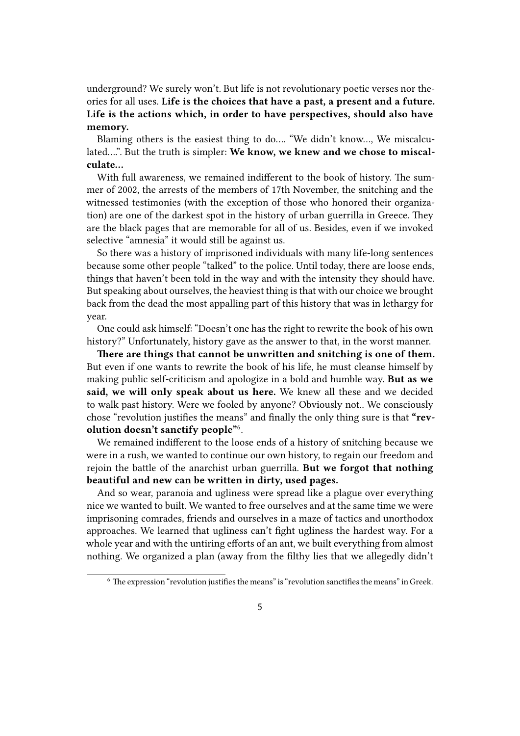underground? We surely won't. But life is not revolutionary poetic verses nor theories for all uses. **Life is the choices that have a past, a present and a future. Life is the actions which, in order to have perspectives, should also have memory.**

Blaming others is the easiest thing to do…. "We didn't know…, We miscalculated….". But the truth is simpler: **We know, we knew and we chose to miscalculate…**

With full awareness, we remained indifferent to the book of history. The summer of 2002, the arrests of the members of 17th November, the snitching and the witnessed testimonies (with the exception of those who honored their organization) are one of the darkest spot in the history of urban guerrilla in Greece. They are the black pages that are memorable for all of us. Besides, even if we invoked selective "amnesia" it would still be against us.

So there was a history of imprisoned individuals with many life-long sentences because some other people "talked" to the police. Until today, there are loose ends, things that haven't been told in the way and with the intensity they should have. But speaking about ourselves, the heaviest thing is that with our choice we brought back from the dead the most appalling part of this history that was in lethargy for year.

One could ask himself: "Doesn't one has the right to rewrite the book of his own history?" Unfortunately, history gave as the answer to that, in the worst manner.

**There are things that cannot be unwritten and snitching is one of them.** But even if one wants to rewrite the book of his life, he must cleanse himself by making public self-criticism and apologize in a bold and humble way. **But as we said, we will only speak about us here.** We knew all these and we decided to walk past history. Were we fooled by anyone? Obviously not.. We consciously chose "revolution justifies the means" and finally the only thing sure is that **"revolution doesn't sanctify people"**[6].

We remained indifferent to the loose ends of a history of snitching because we were in a rush, we wanted to continue our own history, to regain our freedom and rejoin the battle of the anarchist urban guerrilla. **But we forgot that nothing beautiful and new can be written in dirty, used pages.**

And so wear, paranoia and ugliness were spread like a plague over everything nice we wanted to built. We wanted to free ourselves and at the same time we were imprisoning comrades, friends and ourselves in a maze of tactics and unorthodox approaches. We learned that ugliness can't fight ugliness the hardest way. For a whole year and with the untiring efforts of an ant, we built everything from almost nothing. We organized a plan (away from the filthy lies that we allegedly didn't

[6] The expression "revolution justifies the means" is "revolution sanctifies the means" in Greek.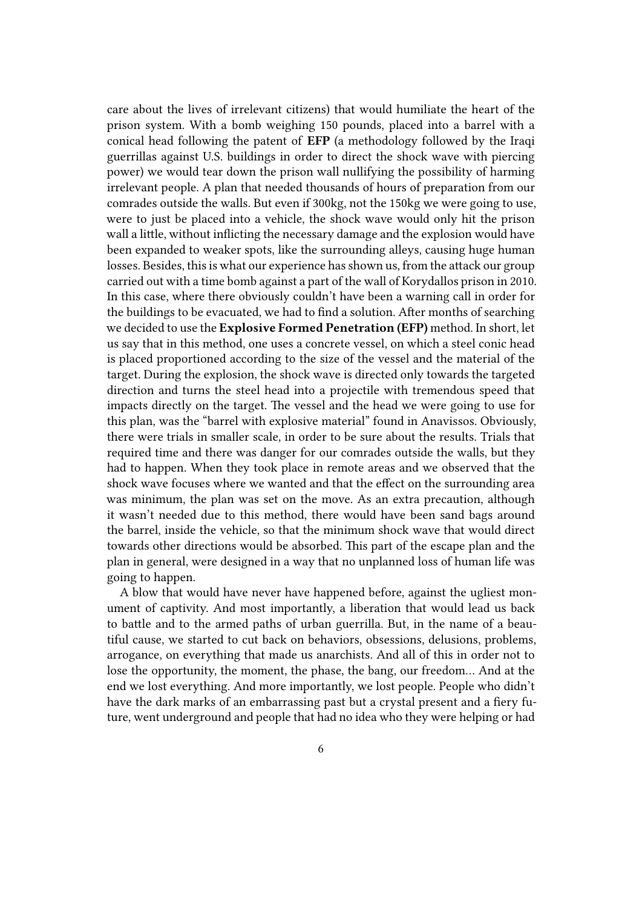care about the lives of irrelevant citizens) that would humiliate the heart of the prison system. With a bomb weighing 150 pounds, placed into a barrel with a conical head following the patent of **EFP** (a methodology followed by the Iraqi guerrillas against U.S. buildings in order to direct the shock wave with piercing power) we would tear down the prison wall nullifying the possibility of harming irrelevant people. A plan that needed thousands of hours of preparation from our comrades outside the walls. But even if 300kg, not the 150kg we were going to use, were to just be placed into a vehicle, the shock wave would only hit the prison wall a little, without inflicting the necessary damage and the explosion would have been expanded to weaker spots, like the surrounding alleys, causing huge human losses. Besides, this is what our experience has shown us, from the attack our group carried out with a time bomb against a part of the wall of Korydallos prison in 2010. In this case, where there obviously couldn't have been a warning call in order for the buildings to be evacuated, we had to find a solution. After months of searching we decided to use the **Explosive Formed Penetration (EFP)** method. In short, let us say that in this method, one uses a concrete vessel, on which a steel conic head is placed proportioned according to the size of the vessel and the material of the target. During the explosion, the shock wave is directed only towards the targeted direction and turns the steel head into a projectile with tremendous speed that impacts directly on the target. The vessel and the head we were going to use for this plan, was the "barrel with explosive material" found in Anavissos. Obviously, there were trials in smaller scale, in order to be sure about the results. Trials that required time and there was danger for our comrades outside the walls, but they had to happen. When they took place in remote areas and we observed that the shock wave focuses where we wanted and that the effect on the surrounding area was minimum, the plan was set on the move. As an extra precaution, although it wasn't needed due to this method, there would have been sand bags around the barrel, inside the vehicle, so that the minimum shock wave that would direct towards other directions would be absorbed. This part of the escape plan and the plan in general, were designed in a way that no unplanned loss of human life was going to happen.

A blow that would have never have happened before, against the ugliest monument of captivity. And most importantly, a liberation that would lead us back to battle and to the armed paths of urban guerrilla. But, in the name of a beautiful cause, we started to cut back on behaviors, obsessions, delusions, problems, arrogance, on everything that made us anarchists. And all of this in order not to lose the opportunity, the moment, the phase, the bang, our freedom… And at the end we lost everything. And more importantly, we lost people. People who didn't have the dark marks of an embarrassing past but a crystal present and a fiery future, went underground and people that had no idea who they were helping or had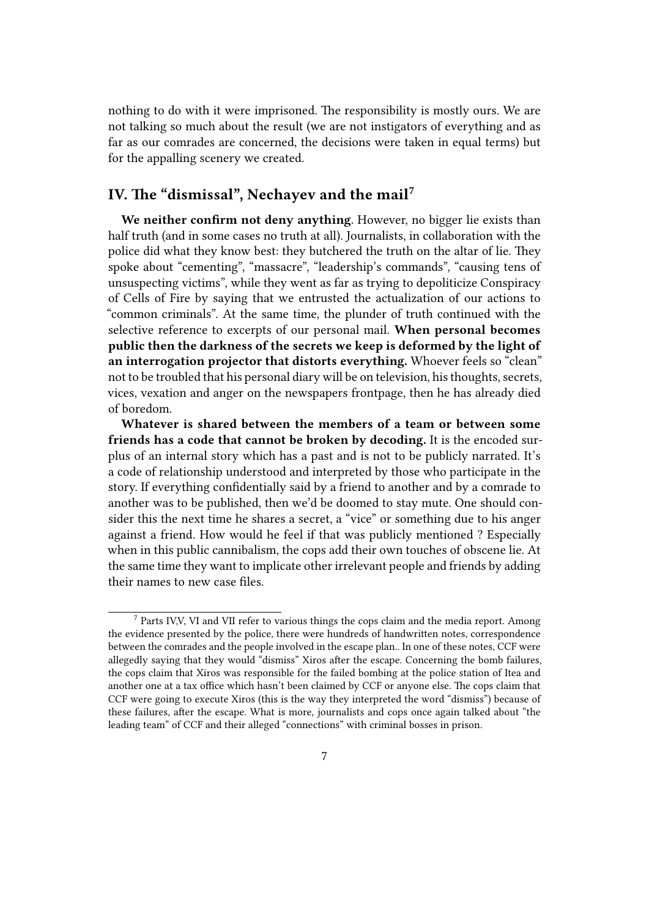nothing to do with it were imprisoned. The responsibility is mostly ours. We are not talking so much about the result (we are not instigators of everything and as far as our comrades are concerned, the decisions were taken in equal terms) but for the appalling scenery we created.

## IV. The "dismissal", Nechayev and the mail[7]

**We neither confirm not deny anything**. However, no bigger lie exists than half truth (and in some cases no truth at all). Journalists, in collaboration with the police did what they know best: they butchered the truth on the altar of lie. They spoke about "cementing", "massacre", "leadership's commands", "causing tens of unsuspecting victims", while they went as far as trying to depoliticize Conspiracy of Cells of Fire by saying that we entrusted the actualization of our actions to "common criminals". At the same time, the plunder of truth continued with the selective reference to excerpts of our personal mail. **When personal becomes public then the darkness of the secrets we keep is deformed by the light of an interrogation projector that distorts everything.** Whoever feels so "clean" not to be troubled that his personal diary will be on television, his thoughts, secrets, vices, vexation and anger on the newspapers frontpage, then he has already died of boredom.

**Whatever is shared between the members of a team or between some friends has a code that cannot be broken by decoding.** It is the encoded surplus of an internal story which has a past and is not to be publicly narrated. It's a code of relationship understood and interpreted by those who participate in the story. If everything confidentially said by a friend to another and by a comrade to another was to be published, then we'd be doomed to stay mute. One should consider this the next time he shares a secret, a "vice" or something due to his anger against a friend. How would he feel if that was publicly mentioned ? Especially when in this public cannibalism, the cops add their own touches of obscene lie. At the same time they want to implicate other irrelevant people and friends by adding their names to new case files.

---

[7] Parts IV,V, VI and VII refer to various things the cops claim and the media report. Among the evidence presented by the police, there were hundreds of handwritten notes, correspondence between the comrades and the people involved in the escape plan.. In one of these notes, CCF were allegedly saying that they would "dismiss" Xiros after the escape. Concerning the bomb failures, the cops claim that Xiros was responsible for the failed bombing at the police station of Itea and another one at a tax office which hasn't been claimed by CCF or anyone else. The cops claim that CCF were going to execute Xiros (this is the way they interpreted the word "dismiss") because of these failures, after the escape. What is more, journalists and cops once again talked about "the leading team" of CCF and their alleged "connections" with criminal bosses in prison.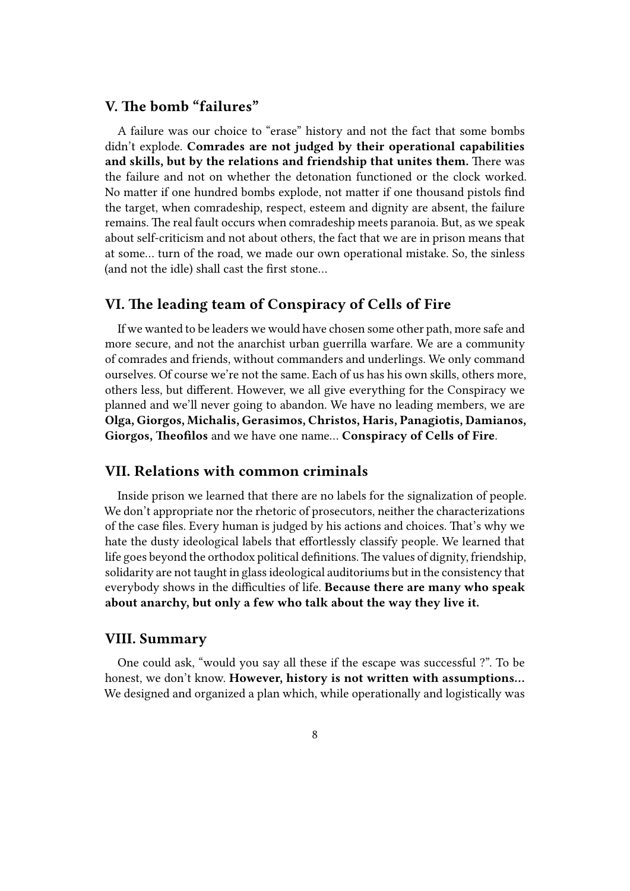## V. The bomb "failures"

A failure was our choice to "erase" history and not the fact that some bombs didn't explode. **Comrades are not judged by their operational capabilities and skills, but by the relations and friendship that unites them.** There was the failure and not on whether the detonation functioned or the clock worked. No matter if one hundred bombs explode, not matter if one thousand pistols find the target, when comradeship, respect, esteem and dignity are absent, the failure remains. The real fault occurs when comradeship meets paranoia. But, as we speak about self-criticism and not about others, the fact that we are in prison means that at some… turn of the road, we made our own operational mistake. So, the sinless (and not the idle) shall cast the first stone…

## VI. The leading team of Conspiracy of Cells of Fire

If we wanted to be leaders we would have chosen some other path, more safe and more secure, and not the anarchist urban guerrilla warfare. We are a community of comrades and friends, without commanders and underlings. We only command ourselves. Of course we're not the same. Each of us has his own skills, others more, others less, but different. However, we all give everything for the Conspiracy we planned and we'll never going to abandon. We have no leading members, we are **Olga, Giorgos, Michalis, Gerasimos, Christos, Haris, Panagiotis, Damianos, Giorgos, Theofilos** and we have one name… **Conspiracy of Cells of Fire**.

## VII. Relations with common criminals

Inside prison we learned that there are no labels for the signalization of people. We don't appropriate nor the rhetoric of prosecutors, neither the characterizations of the case files. Every human is judged by his actions and choices. That's why we hate the dusty ideological labels that effortlessly classify people. We learned that life goes beyond the orthodox political definitions. The values of dignity, friendship, solidarity are not taught in glass ideological auditoriums but in the consistency that everybody shows in the difficulties of life. **Because there are many who speak about anarchy, but only a few who talk about the way they live it.**

## VIII. Summary

One could ask, "would you say all these if the escape was successful ?". To be honest, we don't know. **However, history is not written with assumptions…** We designed and organized a plan which, while operationally and logistically was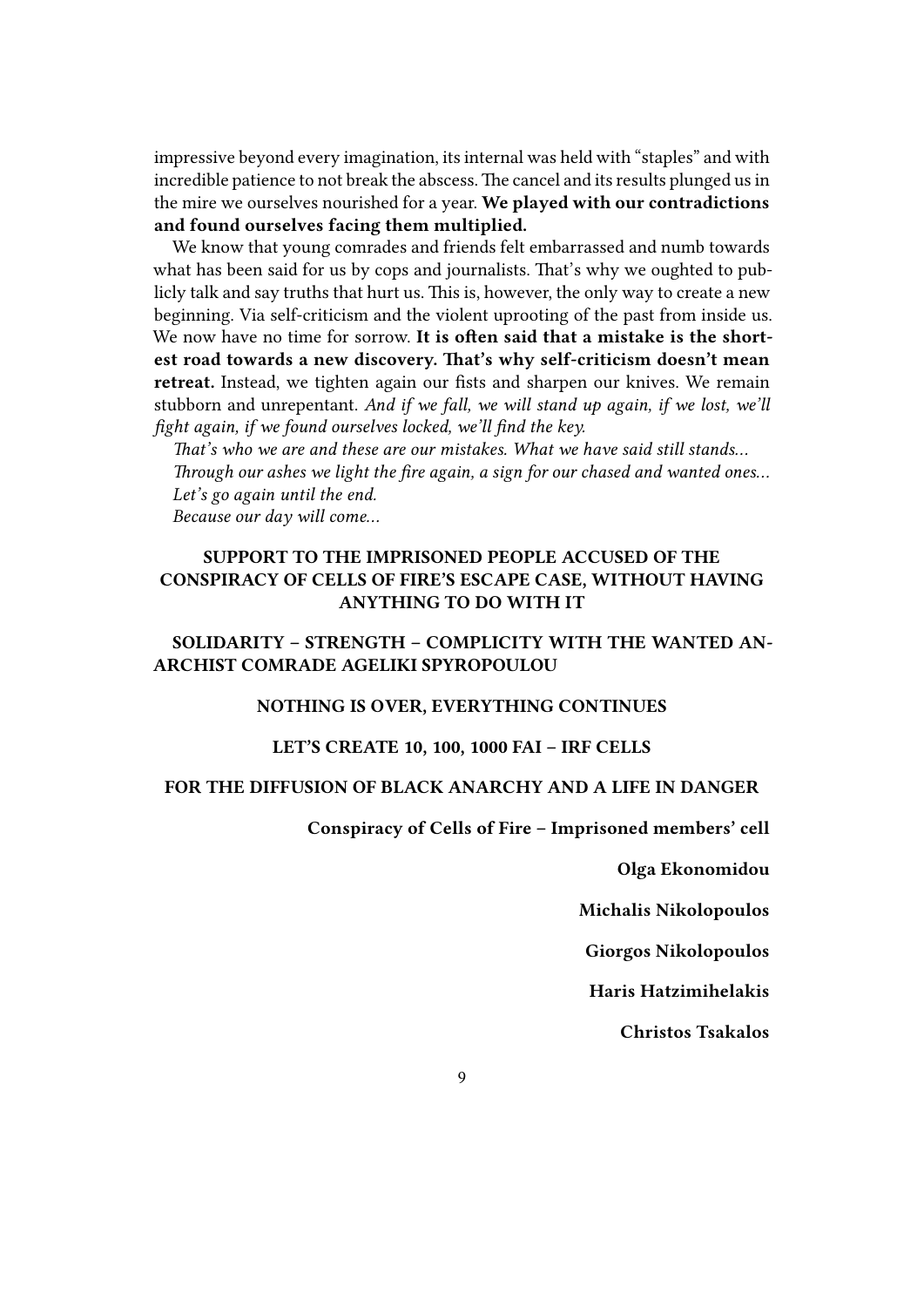impressive beyond every imagination, its internal was held with "staples" and with incredible patience to not break the abscess. The cancel and its results plunged us in the mire we ourselves nourished for a year. **We played with our contradictions and found ourselves facing them multiplied.**

We know that young comrades and friends felt embarrassed and numb towards what has been said for us by cops and journalists. That's why we oughted to publicly talk and say truths that hurt us. This is, however, the only way to create a new beginning. Via self-criticism and the violent uprooting of the past from inside us. We now have no time for sorrow. **It is often said that a mistake is the shortest road towards a new discovery. That's why self-criticism doesn't mean retreat.** Instead, we tighten again our fists and sharpen our knives. We remain stubborn and unrepentant. *And if we fall, we will stand up again, if we lost, we'll fight again, if we found ourselves locked, we'll find the key.*

*That's who we are and these are our mistakes. What we have said still stands…*

*Through our ashes we light the fire again, a sign for our chased and wanted ones…*

*Let's go again until the end.*

*Because our day will come…*

**SUPPORT TO THE IMPRISONED PEOPLE ACCUSED OF THE CONSPIRACY OF CELLS OF FIRE'S ESCAPE CASE, WITHOUT HAVING ANYTHING TO DO WITH IT**

**SOLIDARITY – STRENGTH – COMPLICITY WITH THE WANTED ANARCHIST COMRADE AGELIKI SPYROPOULOU**

**NOTHING IS OVER, EVERYTHING CONTINUES**

**LET'S CREATE 10, 100, 1000 FAI – IRF CELLS**

**FOR THE DIFFUSION OF BLACK ANARCHY AND A LIFE IN DANGER**

**Conspiracy of Cells of Fire – Imprisoned members' cell**

**Olga Ekonomidou**

**Michalis Nikolopoulos**

**Giorgos Nikolopoulos**

**Haris Hatzimihelakis**

**Christos Tsakalos**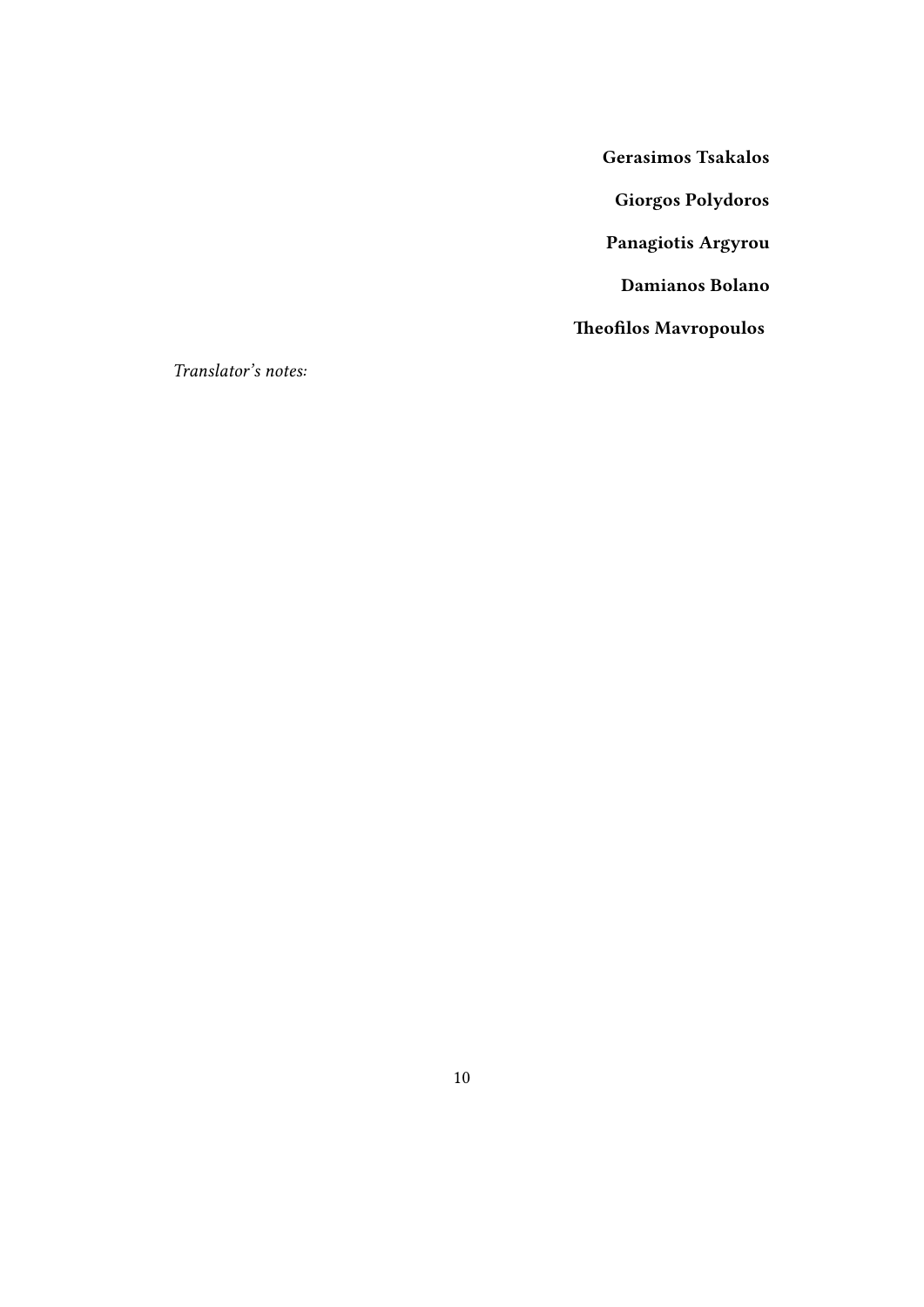**Gerasimos Tsakalos**

**Giorgos Polydoros**

**Panagiotis Argyrou**

**Damianos Bolano**

**Theofilos Mavropoulos**

*Translator's notes:*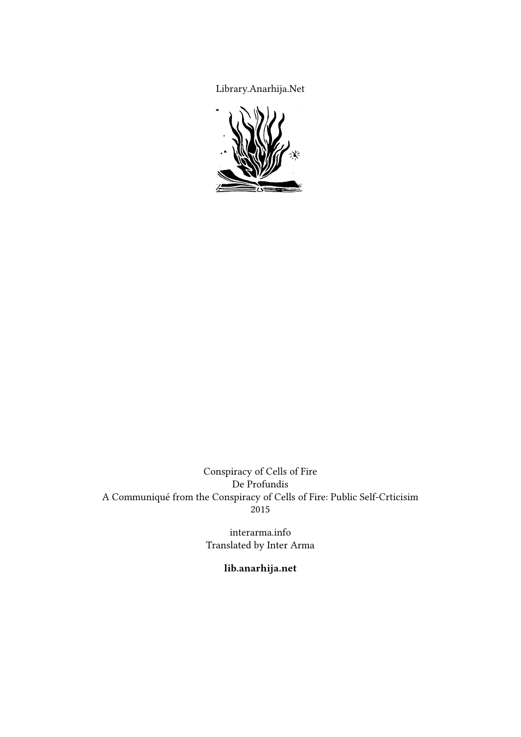Library.Anarhija.Net

Conspiracy of Cells of Fire
De Profundis
A Communiqué from the Conspiracy of Cells of Fire: Public Self-Crticisim
2015

interarma.info
Translated by Inter Arma

**lib.anarhija.net**